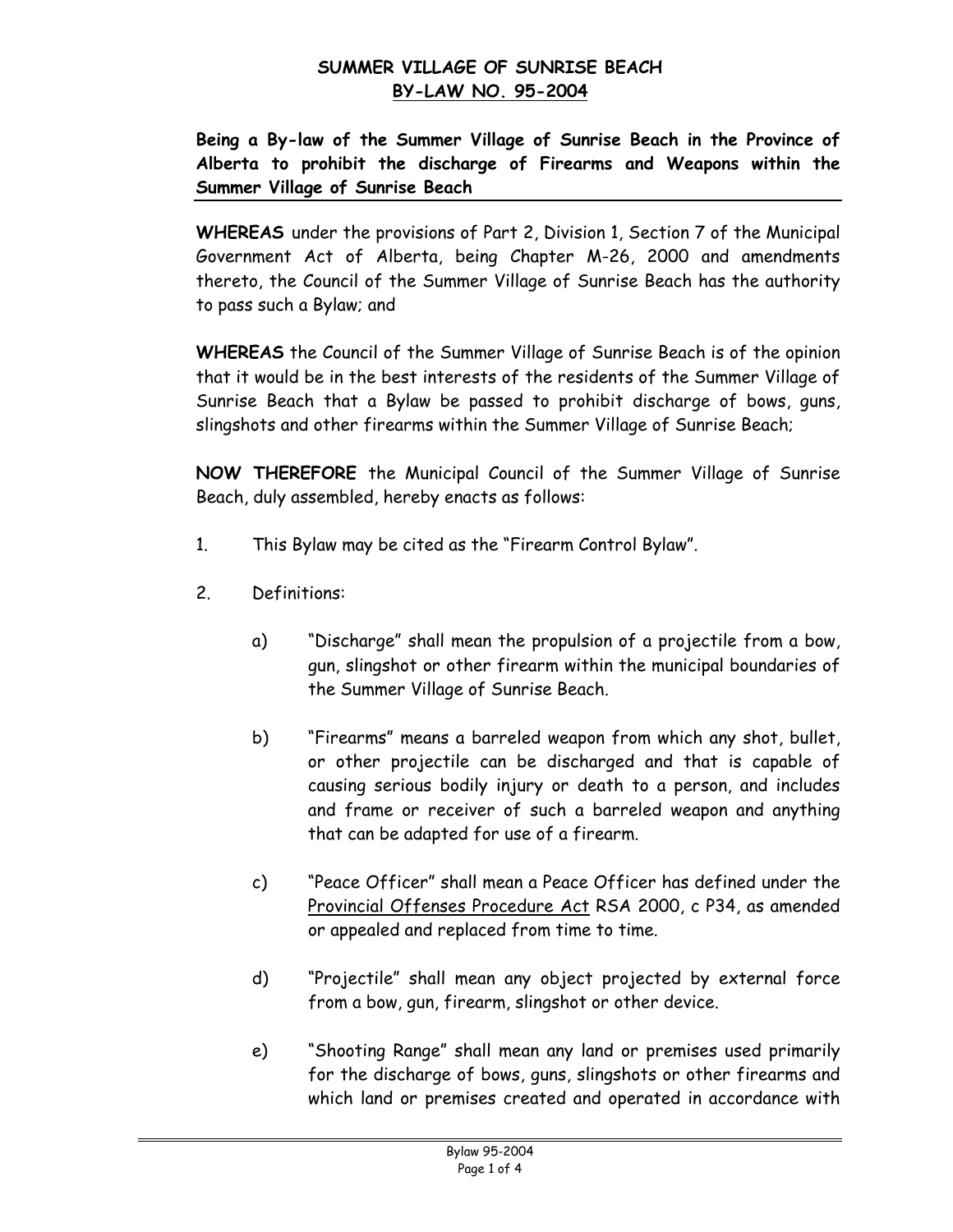# SUMMER VILLAGE OF SUNRISE BEACH
## BY-LAW NO. 95-2004

**Being a By-law of the Summer Village of Sunrise Beach in the Province of Alberta to prohibit the discharge of Firearms and Weapons within the Summer Village of Sunrise Beach**

**WHEREAS** under the provisions of Part 2, Division 1, Section 7 of the Municipal Government Act of Alberta, being Chapter M-26, 2000 and amendments thereto, the Council of the Summer Village of Sunrise Beach has the authority to pass such a Bylaw; and

**WHEREAS** the Council of the Summer Village of Sunrise Beach is of the opinion that it would be in the best interests of the residents of the Summer Village of Sunrise Beach that a Bylaw be passed to prohibit discharge of bows, guns, slingshots and other firearms within the Summer Village of Sunrise Beach;

**NOW THEREFORE** the Municipal Council of the Summer Village of Sunrise Beach, duly assembled, hereby enacts as follows:

1. This Bylaw may be cited as the "Firearm Control Bylaw".

2. Definitions:

    a) "Discharge" shall mean the propulsion of a projectile from a bow, gun, slingshot or other firearm within the municipal boundaries of the Summer Village of Sunrise Beach.

    b) "Firearms" means a barreled weapon from which any shot, bullet, or other projectile can be discharged and that is capable of causing serious bodily injury or death to a person, and includes and frame or receiver of such a barreled weapon and anything that can be adapted for use of a firearm.

    c) "Peace Officer" shall mean a Peace Officer has defined under the Provincial Offenses Procedure Act RSA 2000, c P34, as amended or appealed and replaced from time to time.

    d) "Projectile" shall mean any object projected by external force from a bow, gun, firearm, slingshot or other device.

    e) "Shooting Range" shall mean any land or premises used primarily for the discharge of bows, guns, slingshots or other firearms and which land or premises created and operated in accordance with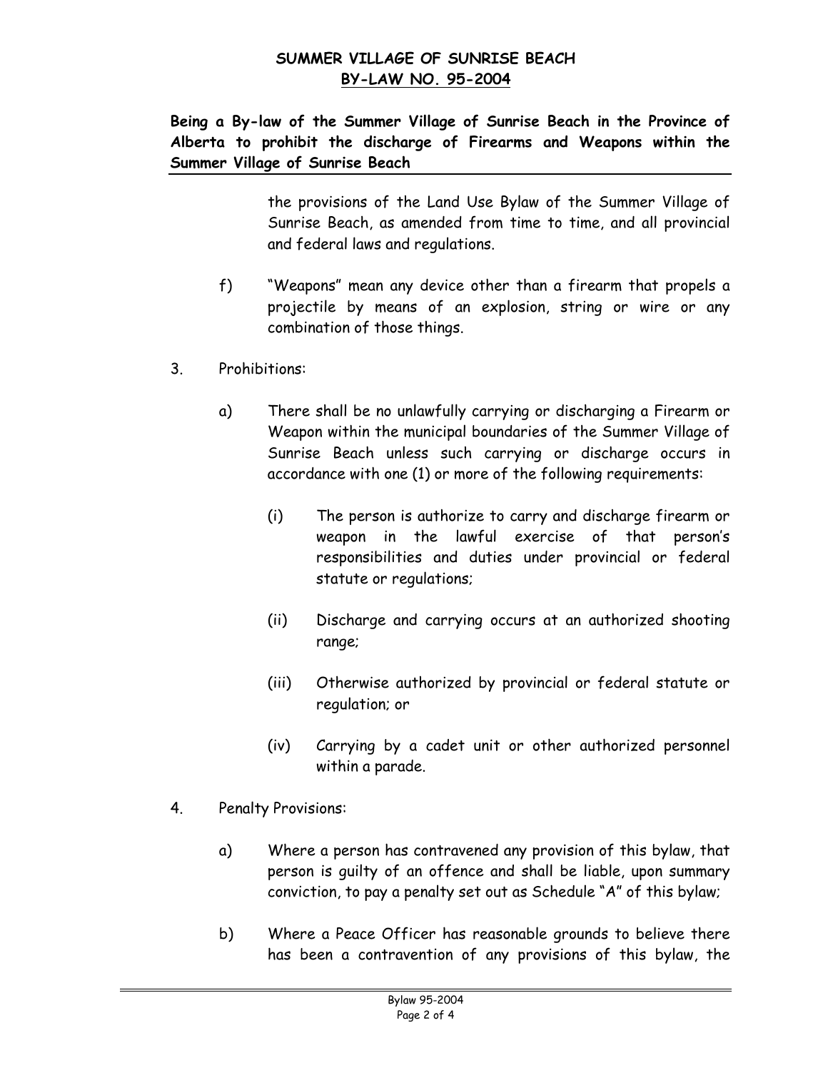the provisions of the Land Use Bylaw of the Summer Village of Sunrise Beach, as amended from time to time, and all provincial and federal laws and regulations.

f) "Weapons" mean any device other than a firearm that propels a projectile by means of an explosion, string or wire or any combination of those things.

3. Prohibitions:

   a) There shall be no unlawfully carrying or discharging a Firearm or Weapon within the municipal boundaries of the Summer Village of Sunrise Beach unless such carrying or discharge occurs in accordance with one (1) or more of the following requirements:

      (i) The person is authorize to carry and discharge firearm or weapon in the lawful exercise of that person's responsibilities and duties under provincial or federal statute or regulations;

      (ii) Discharge and carrying occurs at an authorized shooting range;

      (iii) Otherwise authorized by provincial or federal statute or regulation; or

      (iv) Carrying by a cadet unit or other authorized personnel within a parade.

4. Penalty Provisions:

   a) Where a person has contravened any provision of this bylaw, that person is guilty of an offence and shall be liable, upon summary conviction, to pay a penalty set out as Schedule "A" of this bylaw;

   b) Where a Peace Officer has reasonable grounds to believe there has been a contravention of any provisions of this bylaw, the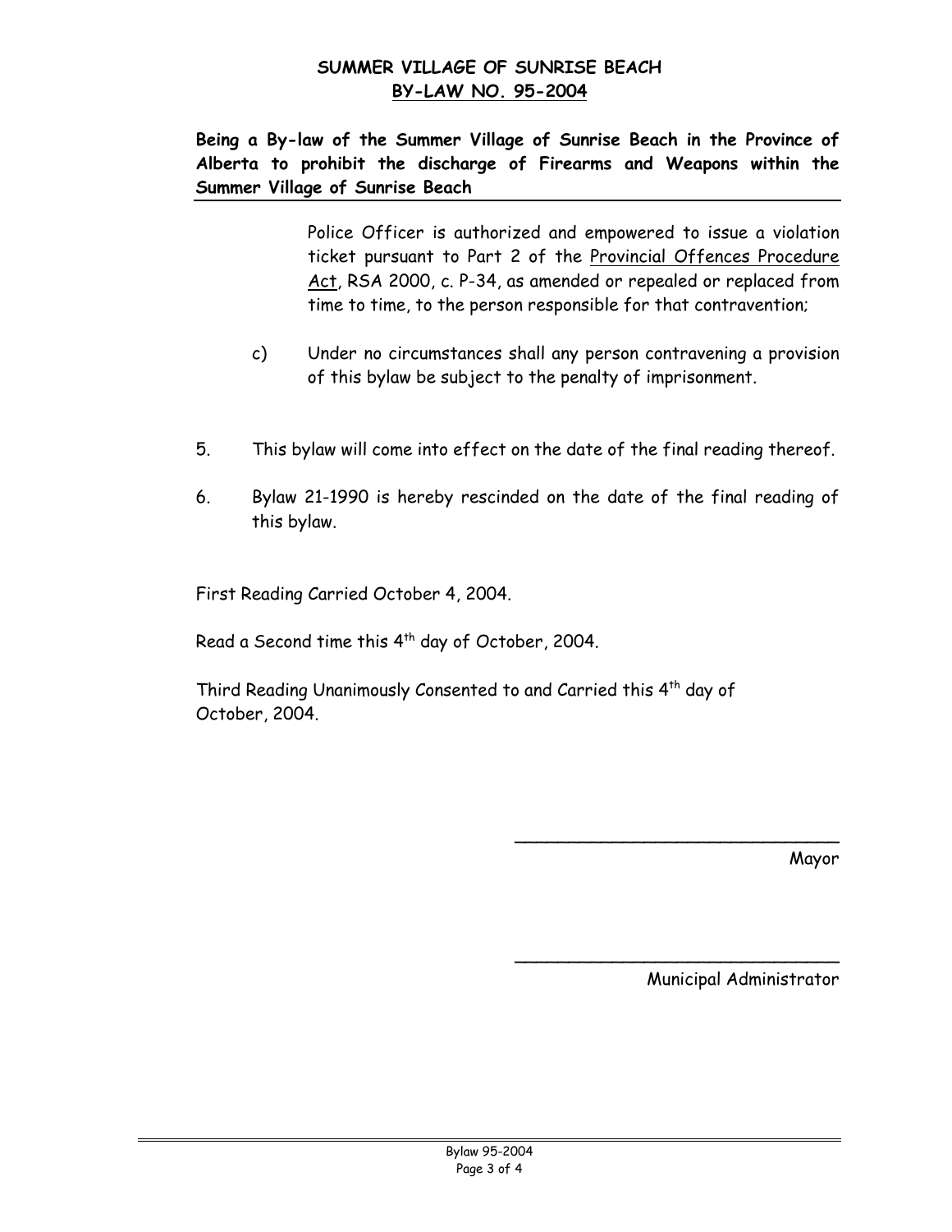**SUMMER VILLAGE OF SUNRISE BEACH**
**BY-LAW NO. 95-2004**

**Being a By-law of the Summer Village of Sunrise Beach in the Province of Alberta to prohibit the discharge of Firearms and Weapons within the Summer Village of Sunrise Beach**

Police Officer is authorized and empowered to issue a violation ticket pursuant to Part 2 of the Provincial Offences Procedure Act, RSA 2000, c. P-34, as amended or repealed or replaced from time to time, to the person responsible for that contravention;

c) Under no circumstances shall any person contravening a provision of this bylaw be subject to the penalty of imprisonment.

5. This bylaw will come into effect on the date of the final reading thereof.

6. Bylaw 21-1990 is hereby rescinded on the date of the final reading of this bylaw.

First Reading Carried October 4, 2004.

Read a Second time this 4th day of October, 2004.

Third Reading Unanimously Consented to and Carried this 4th day of October, 2004.

\_\_\_\_\_\_\_\_\_\_\_\_\_\_\_\_\_\_\_\_\_\_\_\_\_\_\_\_\_\_
Mayor

\_\_\_\_\_\_\_\_\_\_\_\_\_\_\_\_\_\_\_\_\_\_\_\_\_\_\_\_\_\_
Municipal Administrator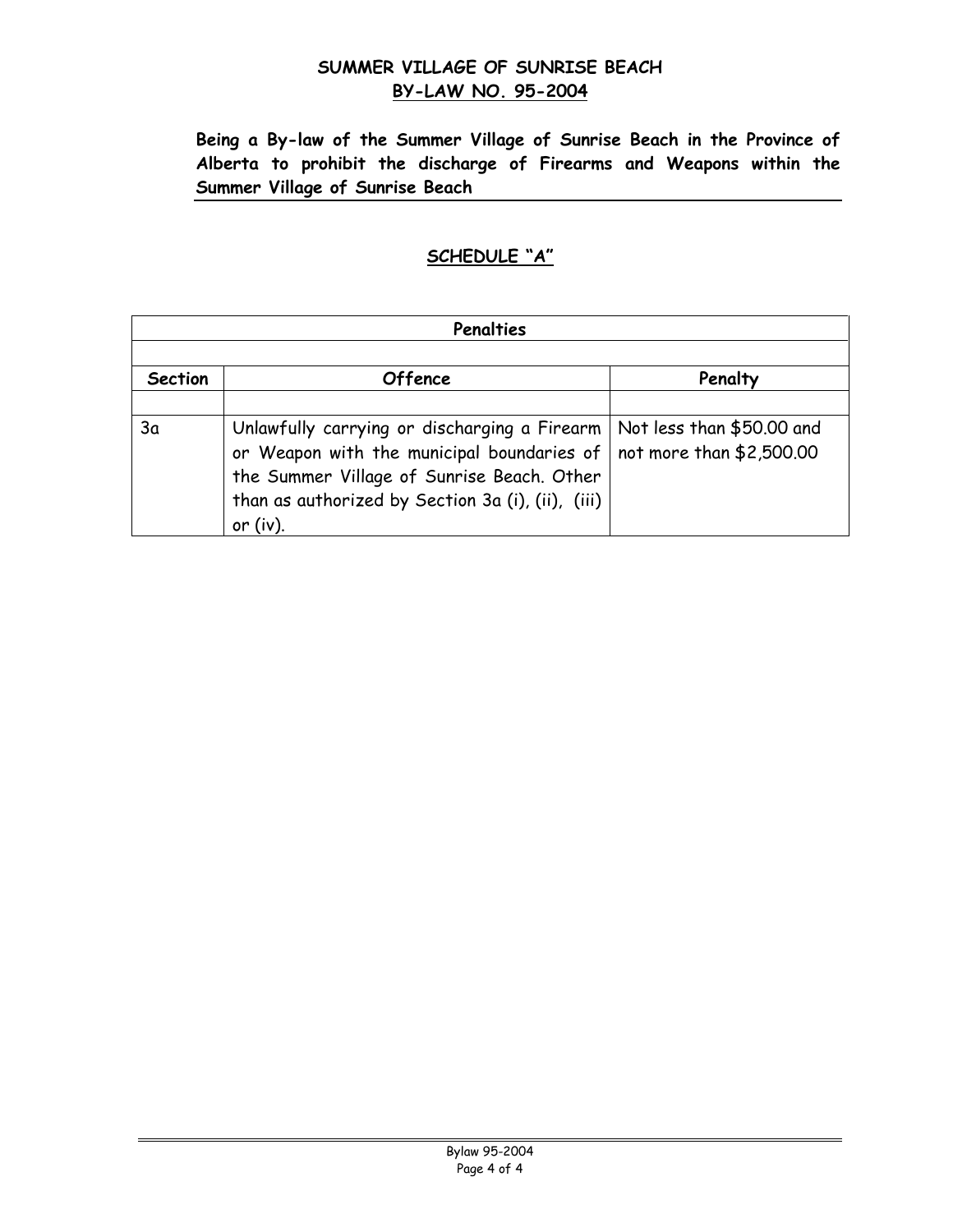## SUMMER VILLAGE OF SUNRISE BEACH
## BY-LAW NO. 95-2004

**Being a By-law of the Summer Village of Sunrise Beach in the Province of Alberta to prohibit the discharge of Firearms and Weapons within the Summer Village of Sunrise Beach**

### SCHEDULE "A"

| Penalties | | |
|---|---|---|
| | | |
| **Section** | **Offence** | **Penalty** |
| | | |
| 3a | Unlawfully carrying or discharging a Firearm or Weapon with the municipal boundaries of the Summer Village of Sunrise Beach. Other than as authorized by Section 3a (i), (ii), (iii) or (iv). | Not less than $50.00 and not more than $2,500.00 |